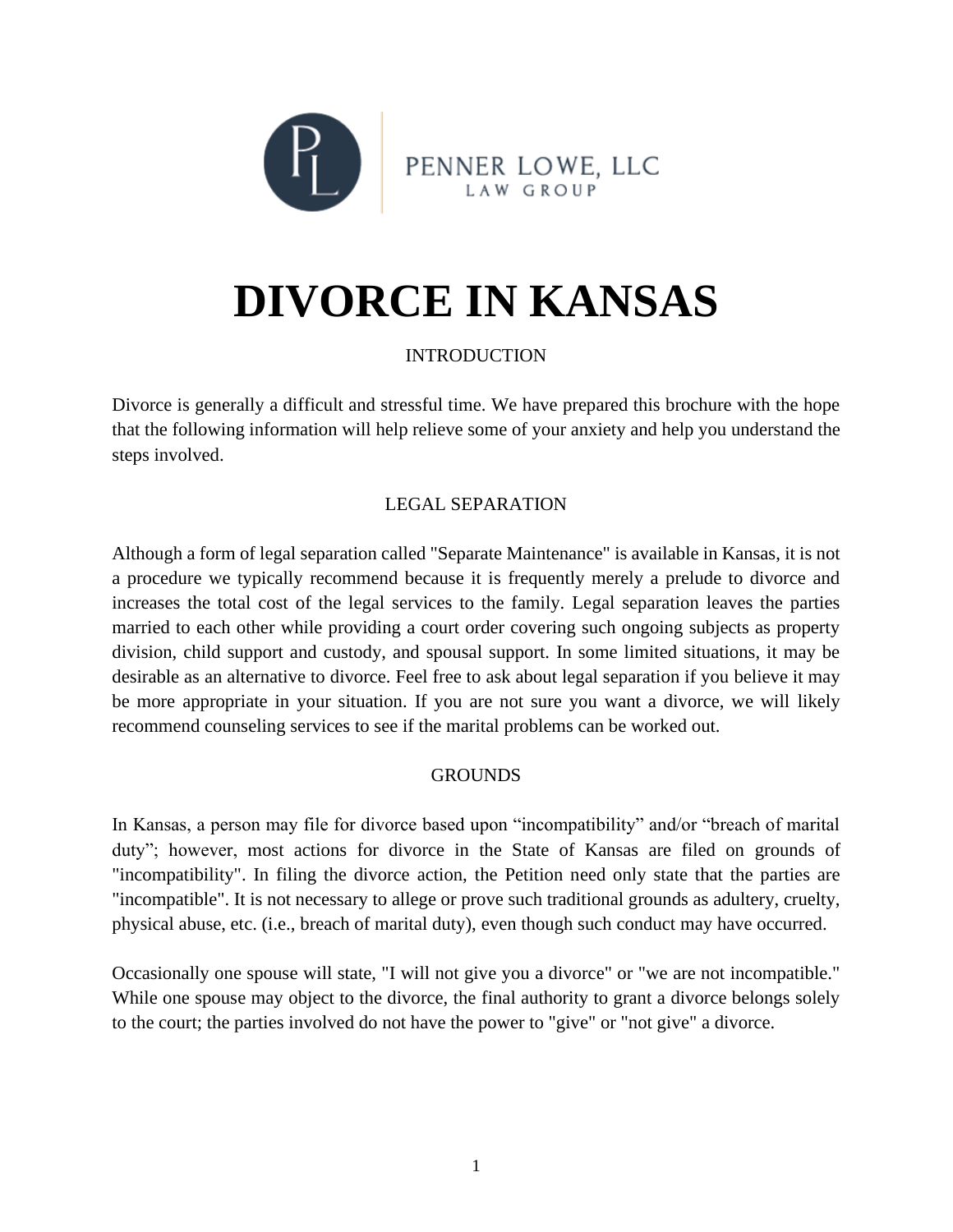PENNER LOWE, LLC
LAW GROUP

# DIVORCE IN KANSAS

## INTRODUCTION

Divorce is generally a difficult and stressful time. We have prepared this brochure with the hope that the following information will help relieve some of your anxiety and help you understand the steps involved.

## LEGAL SEPARATION

Although a form of legal separation called "Separate Maintenance" is available in Kansas, it is not a procedure we typically recommend because it is frequently merely a prelude to divorce and increases the total cost of the legal services to the family. Legal separation leaves the parties married to each other while providing a court order covering such ongoing subjects as property division, child support and custody, and spousal support. In some limited situations, it may be desirable as an alternative to divorce. Feel free to ask about legal separation if you believe it may be more appropriate in your situation. If you are not sure you want a divorce, we will likely recommend counseling services to see if the marital problems can be worked out.

## GROUNDS

In Kansas, a person may file for divorce based upon "incompatibility" and/or "breach of marital duty"; however, most actions for divorce in the State of Kansas are filed on grounds of "incompatibility". In filing the divorce action, the Petition need only state that the parties are "incompatible". It is not necessary to allege or prove such traditional grounds as adultery, cruelty, physical abuse, etc. (i.e., breach of marital duty), even though such conduct may have occurred.

Occasionally one spouse will state, "I will not give you a divorce" or "we are not incompatible." While one spouse may object to the divorce, the final authority to grant a divorce belongs solely to the court; the parties involved do not have the power to "give" or "not give" a divorce.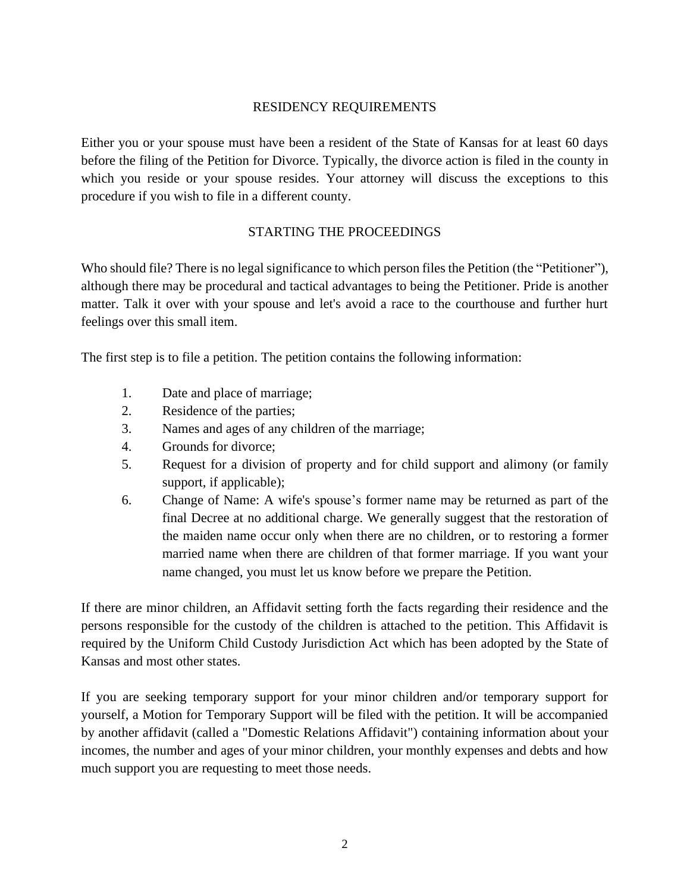## RESIDENCY REQUIREMENTS

Either you or your spouse must have been a resident of the State of Kansas for at least 60 days before the filing of the Petition for Divorce. Typically, the divorce action is filed in the county in which you reside or your spouse resides. Your attorney will discuss the exceptions to this procedure if you wish to file in a different county.

## STARTING THE PROCEEDINGS

Who should file? There is no legal significance to which person files the Petition (the "Petitioner"), although there may be procedural and tactical advantages to being the Petitioner. Pride is another matter. Talk it over with your spouse and let's avoid a race to the courthouse and further hurt feelings over this small item.

The first step is to file a petition. The petition contains the following information:

1. Date and place of marriage;
2. Residence of the parties;
3. Names and ages of any children of the marriage;
4. Grounds for divorce;
5. Request for a division of property and for child support and alimony (or family support, if applicable);
6. Change of Name: A wife's spouse's former name may be returned as part of the final Decree at no additional charge. We generally suggest that the restoration of the maiden name occur only when there are no children, or to restoring a former married name when there are children of that former marriage. If you want your name changed, you must let us know before we prepare the Petition.

If there are minor children, an Affidavit setting forth the facts regarding their residence and the persons responsible for the custody of the children is attached to the petition. This Affidavit is required by the Uniform Child Custody Jurisdiction Act which has been adopted by the State of Kansas and most other states.

If you are seeking temporary support for your minor children and/or temporary support for yourself, a Motion for Temporary Support will be filed with the petition. It will be accompanied by another affidavit (called a "Domestic Relations Affidavit") containing information about your incomes, the number and ages of your minor children, your monthly expenses and debts and how much support you are requesting to meet those needs.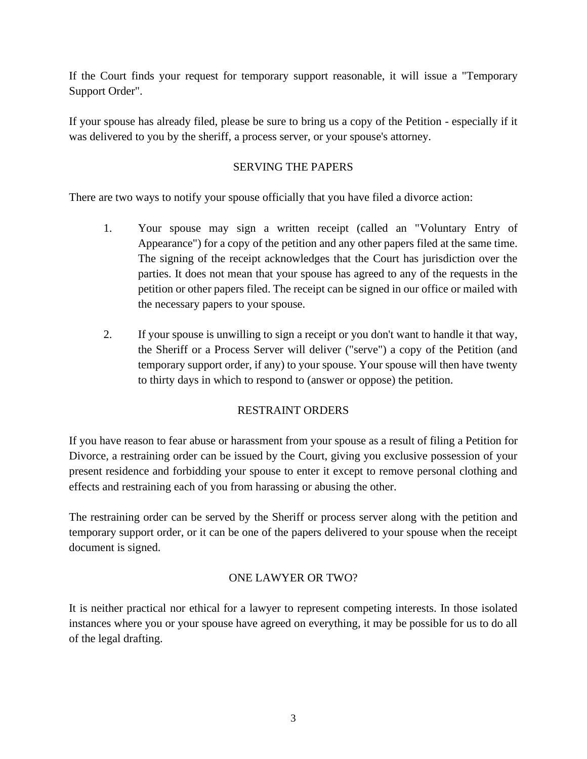If the Court finds your request for temporary support reasonable, it will issue a "Temporary Support Order".

If your spouse has already filed, please be sure to bring us a copy of the Petition - especially if it was delivered to you by the sheriff, a process server, or your spouse's attorney.

## SERVING THE PAPERS

There are two ways to notify your spouse officially that you have filed a divorce action:

1. Your spouse may sign a written receipt (called an "Voluntary Entry of Appearance") for a copy of the petition and any other papers filed at the same time. The signing of the receipt acknowledges that the Court has jurisdiction over the parties. It does not mean that your spouse has agreed to any of the requests in the petition or other papers filed. The receipt can be signed in our office or mailed with the necessary papers to your spouse.

2. If your spouse is unwilling to sign a receipt or you don't want to handle it that way, the Sheriff or a Process Server will deliver ("serve") a copy of the Petition (and temporary support order, if any) to your spouse. Your spouse will then have twenty to thirty days in which to respond to (answer or oppose) the petition.

## RESTRAINT ORDERS

If you have reason to fear abuse or harassment from your spouse as a result of filing a Petition for Divorce, a restraining order can be issued by the Court, giving you exclusive possession of your present residence and forbidding your spouse to enter it except to remove personal clothing and effects and restraining each of you from harassing or abusing the other.

The restraining order can be served by the Sheriff or process server along with the petition and temporary support order, or it can be one of the papers delivered to your spouse when the receipt document is signed.

## ONE LAWYER OR TWO?

It is neither practical nor ethical for a lawyer to represent competing interests. In those isolated instances where you or your spouse have agreed on everything, it may be possible for us to do all of the legal drafting.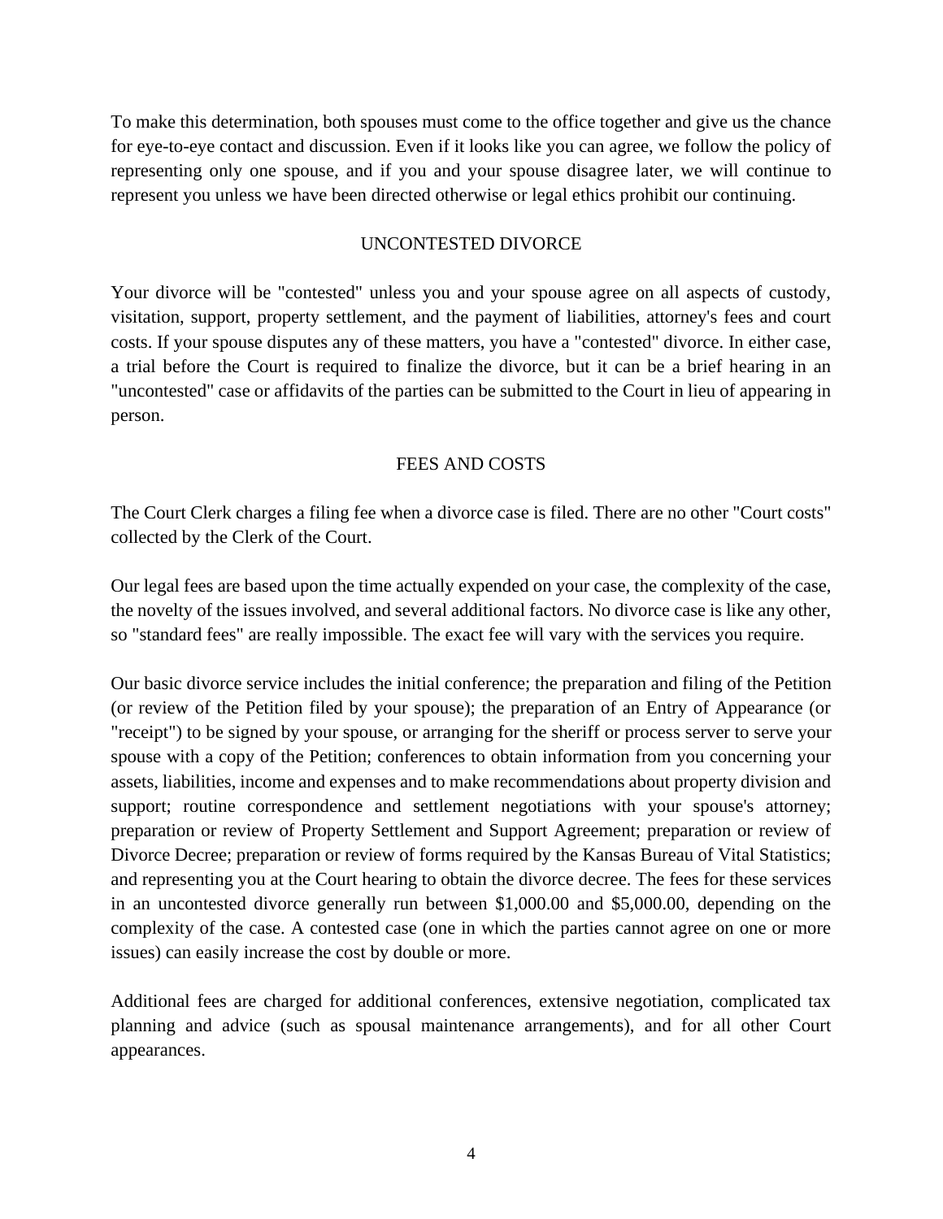To make this determination, both spouses must come to the office together and give us the chance for eye-to-eye contact and discussion. Even if it looks like you can agree, we follow the policy of representing only one spouse, and if you and your spouse disagree later, we will continue to represent you unless we have been directed otherwise or legal ethics prohibit our continuing.

## UNCONTESTED DIVORCE

Your divorce will be "contested" unless you and your spouse agree on all aspects of custody, visitation, support, property settlement, and the payment of liabilities, attorney's fees and court costs. If your spouse disputes any of these matters, you have a "contested" divorce. In either case, a trial before the Court is required to finalize the divorce, but it can be a brief hearing in an "uncontested" case or affidavits of the parties can be submitted to the Court in lieu of appearing in person.

## FEES AND COSTS

The Court Clerk charges a filing fee when a divorce case is filed. There are no other "Court costs" collected by the Clerk of the Court.

Our legal fees are based upon the time actually expended on your case, the complexity of the case, the novelty of the issues involved, and several additional factors. No divorce case is like any other, so "standard fees" are really impossible. The exact fee will vary with the services you require.

Our basic divorce service includes the initial conference; the preparation and filing of the Petition (or review of the Petition filed by your spouse); the preparation of an Entry of Appearance (or "receipt") to be signed by your spouse, or arranging for the sheriff or process server to serve your spouse with a copy of the Petition; conferences to obtain information from you concerning your assets, liabilities, income and expenses and to make recommendations about property division and support; routine correspondence and settlement negotiations with your spouse's attorney; preparation or review of Property Settlement and Support Agreement; preparation or review of Divorce Decree; preparation or review of forms required by the Kansas Bureau of Vital Statistics; and representing you at the Court hearing to obtain the divorce decree. The fees for these services in an uncontested divorce generally run between $1,000.00 and $5,000.00, depending on the complexity of the case. A contested case (one in which the parties cannot agree on one or more issues) can easily increase the cost by double or more.

Additional fees are charged for additional conferences, extensive negotiation, complicated tax planning and advice (such as spousal maintenance arrangements), and for all other Court appearances.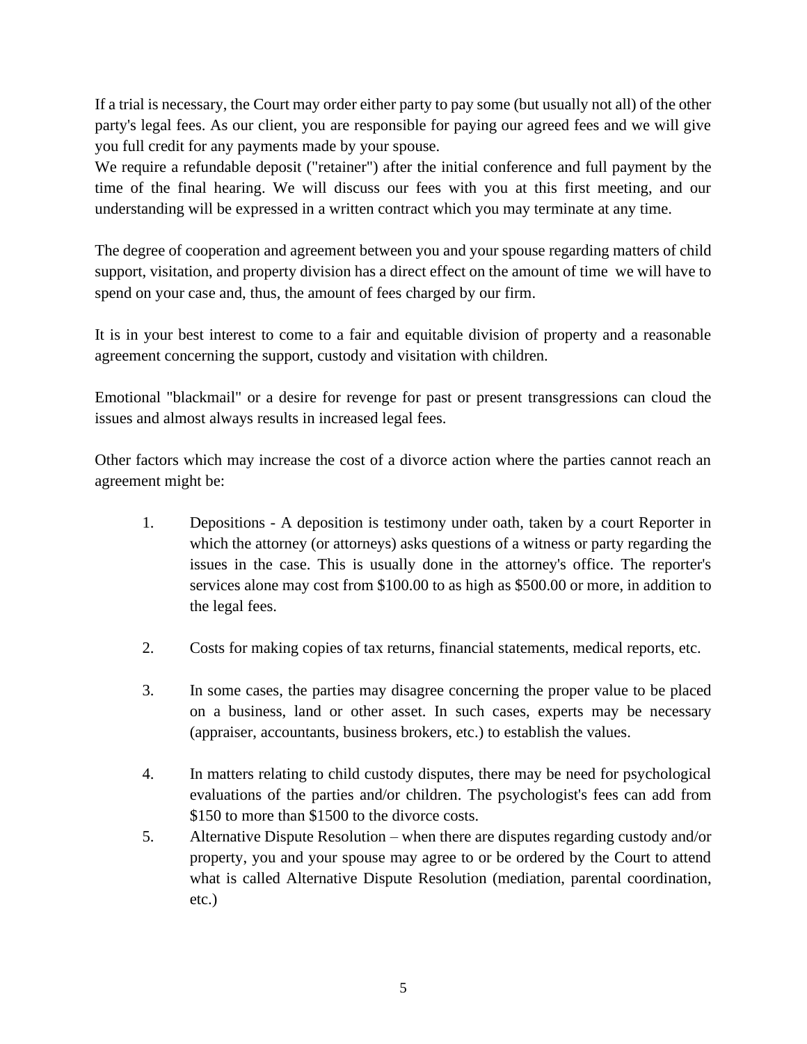If a trial is necessary, the Court may order either party to pay some (but usually not all) of the other party's legal fees. As our client, you are responsible for paying our agreed fees and we will give you full credit for any payments made by your spouse.
We require a refundable deposit ("retainer") after the initial conference and full payment by the time of the final hearing. We will discuss our fees with you at this first meeting, and our understanding will be expressed in a written contract which you may terminate at any time.

The degree of cooperation and agreement between you and your spouse regarding matters of child support, visitation, and property division has a direct effect on the amount of time we will have to spend on your case and, thus, the amount of fees charged by our firm.

It is in your best interest to come to a fair and equitable division of property and a reasonable agreement concerning the support, custody and visitation with children.

Emotional "blackmail" or a desire for revenge for past or present transgressions can cloud the issues and almost always results in increased legal fees.

Other factors which may increase the cost of a divorce action where the parties cannot reach an agreement might be:

1. Depositions - A deposition is testimony under oath, taken by a court Reporter in which the attorney (or attorneys) asks questions of a witness or party regarding the issues in the case. This is usually done in the attorney's office. The reporter's services alone may cost from $100.00 to as high as $500.00 or more, in addition to the legal fees.

2. Costs for making copies of tax returns, financial statements, medical reports, etc.

3. In some cases, the parties may disagree concerning the proper value to be placed on a business, land or other asset. In such cases, experts may be necessary (appraiser, accountants, business brokers, etc.) to establish the values.

4. In matters relating to child custody disputes, there may be need for psychological evaluations of the parties and/or children. The psychologist's fees can add from $150 to more than $1500 to the divorce costs.
5. Alternative Dispute Resolution – when there are disputes regarding custody and/or property, you and your spouse may agree to or be ordered by the Court to attend what is called Alternative Dispute Resolution (mediation, parental coordination, etc.)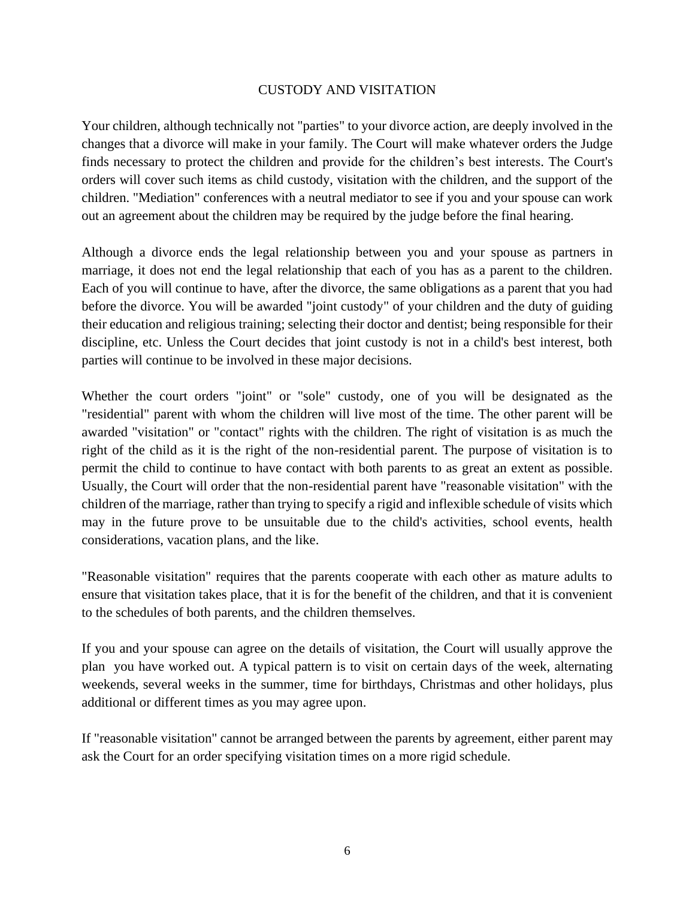# CUSTODY AND VISITATION

Your children, although technically not "parties" to your divorce action, are deeply involved in the changes that a divorce will make in your family. The Court will make whatever orders the Judge finds necessary to protect the children and provide for the children's best interests. The Court's orders will cover such items as child custody, visitation with the children, and the support of the children. "Mediation" conferences with a neutral mediator to see if you and your spouse can work out an agreement about the children may be required by the judge before the final hearing.

Although a divorce ends the legal relationship between you and your spouse as partners in marriage, it does not end the legal relationship that each of you has as a parent to the children. Each of you will continue to have, after the divorce, the same obligations as a parent that you had before the divorce. You will be awarded "joint custody" of your children and the duty of guiding their education and religious training; selecting their doctor and dentist; being responsible for their discipline, etc. Unless the Court decides that joint custody is not in a child's best interest, both parties will continue to be involved in these major decisions.

Whether the court orders "joint" or "sole" custody, one of you will be designated as the "residential" parent with whom the children will live most of the time. The other parent will be awarded "visitation" or "contact" rights with the children. The right of visitation is as much the right of the child as it is the right of the non-residential parent. The purpose of visitation is to permit the child to continue to have contact with both parents to as great an extent as possible. Usually, the Court will order that the non-residential parent have "reasonable visitation" with the children of the marriage, rather than trying to specify a rigid and inflexible schedule of visits which may in the future prove to be unsuitable due to the child's activities, school events, health considerations, vacation plans, and the like.

"Reasonable visitation" requires that the parents cooperate with each other as mature adults to ensure that visitation takes place, that it is for the benefit of the children, and that it is convenient to the schedules of both parents, and the children themselves.

If you and your spouse can agree on the details of visitation, the Court will usually approve the plan you have worked out. A typical pattern is to visit on certain days of the week, alternating weekends, several weeks in the summer, time for birthdays, Christmas and other holidays, plus additional or different times as you may agree upon.

If "reasonable visitation" cannot be arranged between the parents by agreement, either parent may ask the Court for an order specifying visitation times on a more rigid schedule.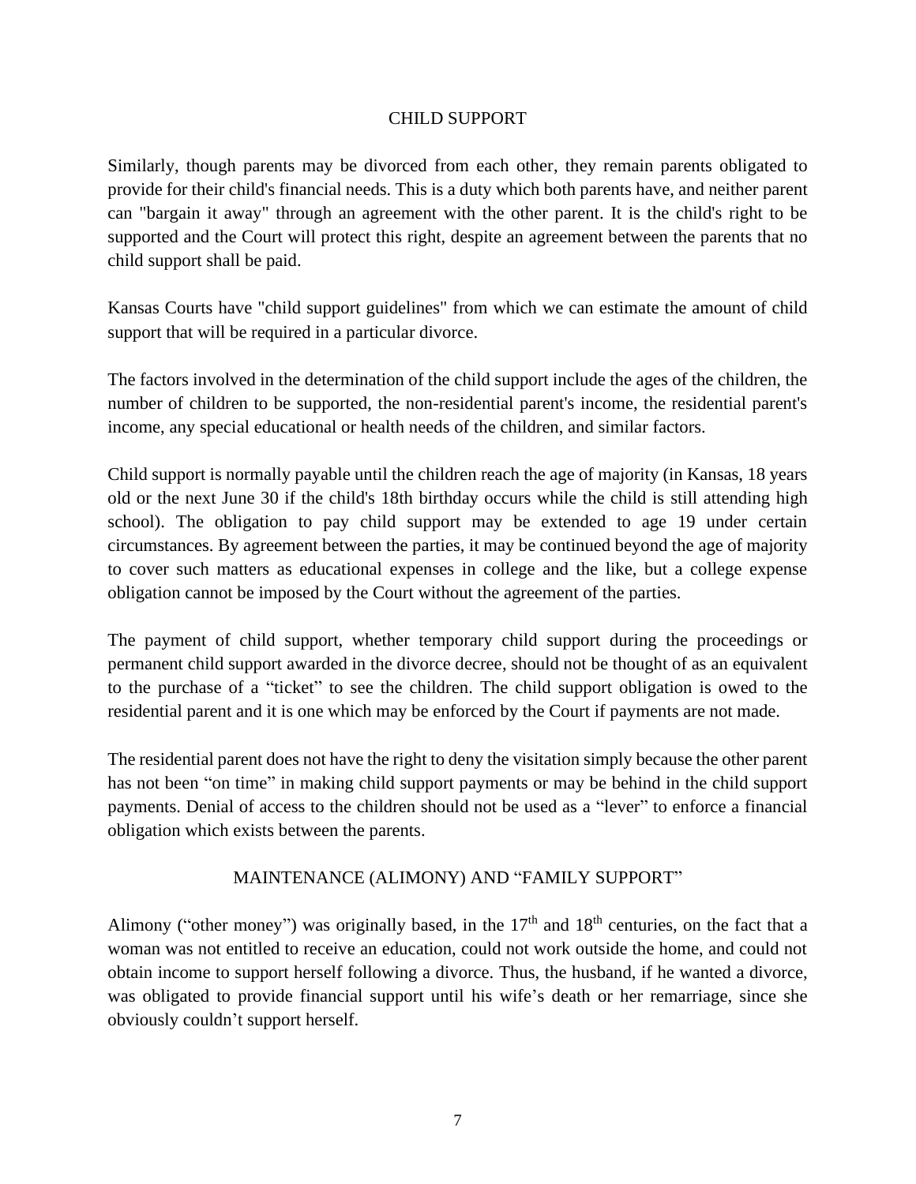## CHILD SUPPORT

Similarly, though parents may be divorced from each other, they remain parents obligated to provide for their child's financial needs. This is a duty which both parents have, and neither parent can "bargain it away" through an agreement with the other parent. It is the child's right to be supported and the Court will protect this right, despite an agreement between the parents that no child support shall be paid.

Kansas Courts have "child support guidelines" from which we can estimate the amount of child support that will be required in a particular divorce.

The factors involved in the determination of the child support include the ages of the children, the number of children to be supported, the non-residential parent's income, the residential parent's income, any special educational or health needs of the children, and similar factors.

Child support is normally payable until the children reach the age of majority (in Kansas, 18 years old or the next June 30 if the child's 18th birthday occurs while the child is still attending high school). The obligation to pay child support may be extended to age 19 under certain circumstances. By agreement between the parties, it may be continued beyond the age of majority to cover such matters as educational expenses in college and the like, but a college expense obligation cannot be imposed by the Court without the agreement of the parties.

The payment of child support, whether temporary child support during the proceedings or permanent child support awarded in the divorce decree, should not be thought of as an equivalent to the purchase of a "ticket" to see the children. The child support obligation is owed to the residential parent and it is one which may be enforced by the Court if payments are not made.

The residential parent does not have the right to deny the visitation simply because the other parent has not been "on time" in making child support payments or may be behind in the child support payments. Denial of access to the children should not be used as a "lever" to enforce a financial obligation which exists between the parents.

## MAINTENANCE (ALIMONY) AND "FAMILY SUPPORT"

Alimony ("other money") was originally based, in the 17th and 18th centuries, on the fact that a woman was not entitled to receive an education, could not work outside the home, and could not obtain income to support herself following a divorce. Thus, the husband, if he wanted a divorce, was obligated to provide financial support until his wife's death or her remarriage, since she obviously couldn't support herself.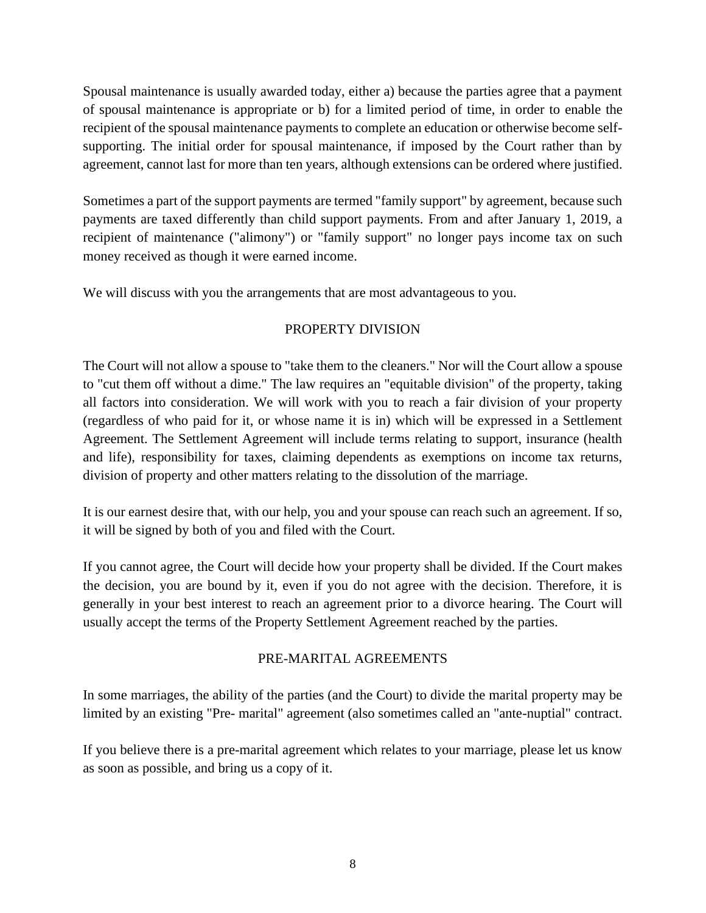Spousal maintenance is usually awarded today, either a) because the parties agree that a payment of spousal maintenance is appropriate or b) for a limited period of time, in order to enable the recipient of the spousal maintenance payments to complete an education or otherwise become self-supporting. The initial order for spousal maintenance, if imposed by the Court rather than by agreement, cannot last for more than ten years, although extensions can be ordered where justified.

Sometimes a part of the support payments are termed "family support" by agreement, because such payments are taxed differently than child support payments. From and after January 1, 2019, a recipient of maintenance ("alimony") or "family support" no longer pays income tax on such money received as though it were earned income.

We will discuss with you the arrangements that are most advantageous to you.

## PROPERTY DIVISION

The Court will not allow a spouse to "take them to the cleaners." Nor will the Court allow a spouse to "cut them off without a dime." The law requires an "equitable division" of the property, taking all factors into consideration. We will work with you to reach a fair division of your property (regardless of who paid for it, or whose name it is in) which will be expressed in a Settlement Agreement. The Settlement Agreement will include terms relating to support, insurance (health and life), responsibility for taxes, claiming dependents as exemptions on income tax returns, division of property and other matters relating to the dissolution of the marriage.

It is our earnest desire that, with our help, you and your spouse can reach such an agreement. If so, it will be signed by both of you and filed with the Court.

If you cannot agree, the Court will decide how your property shall be divided. If the Court makes the decision, you are bound by it, even if you do not agree with the decision. Therefore, it is generally in your best interest to reach an agreement prior to a divorce hearing. The Court will usually accept the terms of the Property Settlement Agreement reached by the parties.

## PRE-MARITAL AGREEMENTS

In some marriages, the ability of the parties (and the Court) to divide the marital property may be limited by an existing "Pre- marital" agreement (also sometimes called an "ante-nuptial" contract.

If you believe there is a pre-marital agreement which relates to your marriage, please let us know as soon as possible, and bring us a copy of it.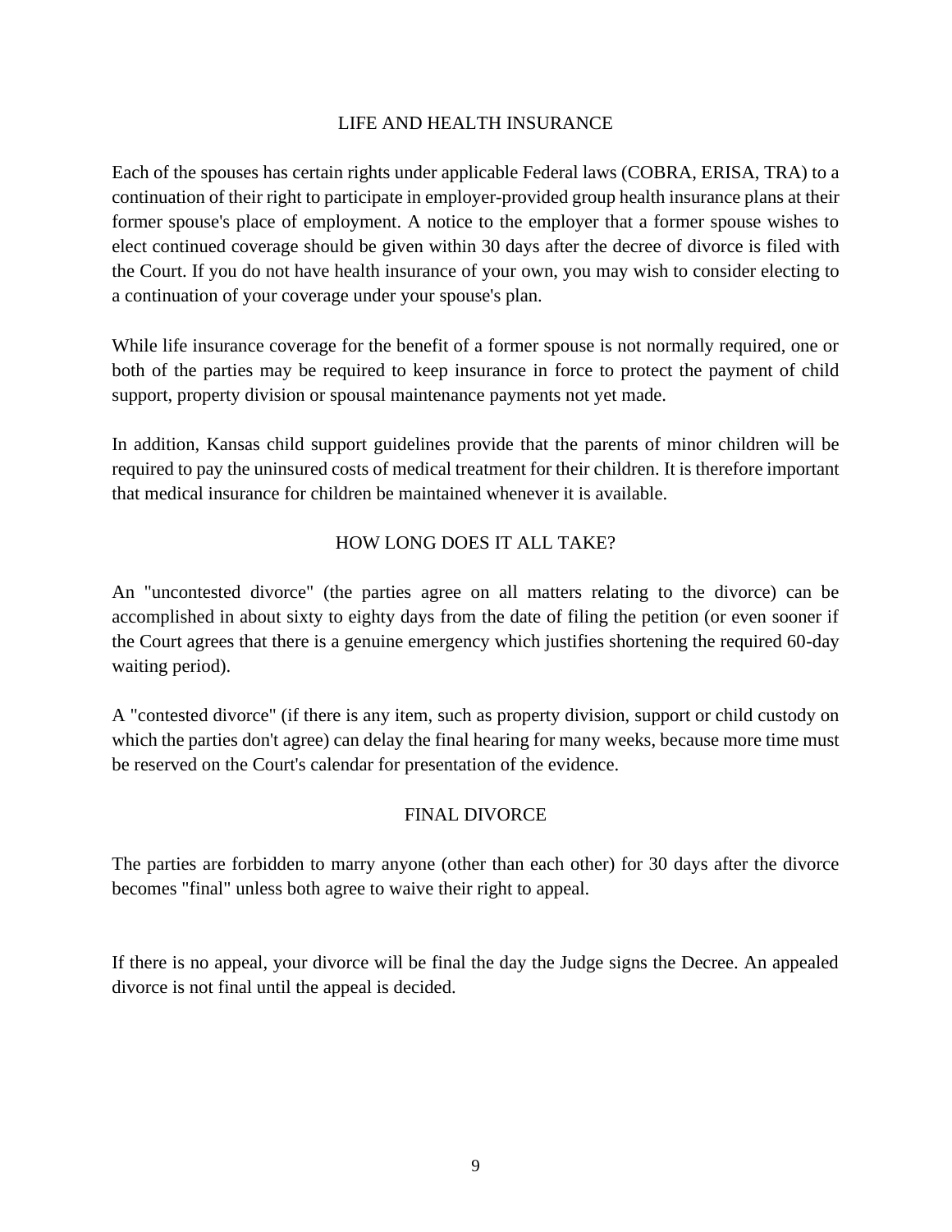## LIFE AND HEALTH INSURANCE

Each of the spouses has certain rights under applicable Federal laws (COBRA, ERISA, TRA) to a continuation of their right to participate in employer-provided group health insurance plans at their former spouse's place of employment. A notice to the employer that a former spouse wishes to elect continued coverage should be given within 30 days after the decree of divorce is filed with the Court. If you do not have health insurance of your own, you may wish to consider electing to a continuation of your coverage under your spouse's plan.

While life insurance coverage for the benefit of a former spouse is not normally required, one or both of the parties may be required to keep insurance in force to protect the payment of child support, property division or spousal maintenance payments not yet made.

In addition, Kansas child support guidelines provide that the parents of minor children will be required to pay the uninsured costs of medical treatment for their children. It is therefore important that medical insurance for children be maintained whenever it is available.

## HOW LONG DOES IT ALL TAKE?

An "uncontested divorce" (the parties agree on all matters relating to the divorce) can be accomplished in about sixty to eighty days from the date of filing the petition (or even sooner if the Court agrees that there is a genuine emergency which justifies shortening the required 60-day waiting period).

A "contested divorce" (if there is any item, such as property division, support or child custody on which the parties don't agree) can delay the final hearing for many weeks, because more time must be reserved on the Court's calendar for presentation of the evidence.

## FINAL DIVORCE

The parties are forbidden to marry anyone (other than each other) for 30 days after the divorce becomes "final" unless both agree to waive their right to appeal.

If there is no appeal, your divorce will be final the day the Judge signs the Decree. An appealed divorce is not final until the appeal is decided.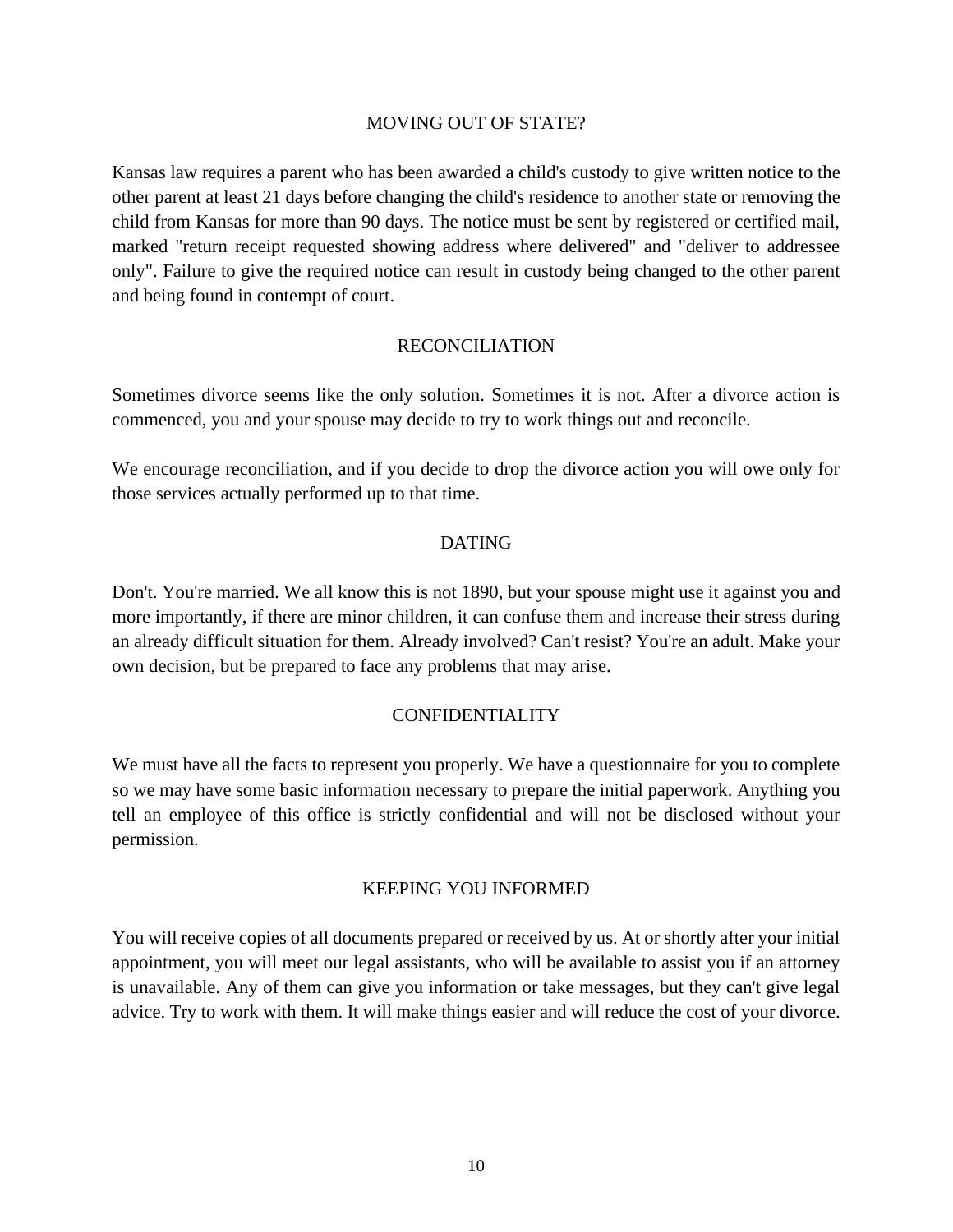## MOVING OUT OF STATE?

Kansas law requires a parent who has been awarded a child's custody to give written notice to the other parent at least 21 days before changing the child's residence to another state or removing the child from Kansas for more than 90 days. The notice must be sent by registered or certified mail, marked "return receipt requested showing address where delivered" and "deliver to addressee only". Failure to give the required notice can result in custody being changed to the other parent and being found in contempt of court.

## RECONCILIATION

Sometimes divorce seems like the only solution. Sometimes it is not. After a divorce action is commenced, you and your spouse may decide to try to work things out and reconcile.

We encourage reconciliation, and if you decide to drop the divorce action you will owe only for those services actually performed up to that time.

## DATING

Don't. You're married. We all know this is not 1890, but your spouse might use it against you and more importantly, if there are minor children, it can confuse them and increase their stress during an already difficult situation for them. Already involved? Can't resist? You're an adult. Make your own decision, but be prepared to face any problems that may arise.

## CONFIDENTIALITY

We must have all the facts to represent you properly. We have a questionnaire for you to complete so we may have some basic information necessary to prepare the initial paperwork. Anything you tell an employee of this office is strictly confidential and will not be disclosed without your permission.

## KEEPING YOU INFORMED

You will receive copies of all documents prepared or received by us. At or shortly after your initial appointment, you will meet our legal assistants, who will be available to assist you if an attorney is unavailable. Any of them can give you information or take messages, but they can't give legal advice. Try to work with them. It will make things easier and will reduce the cost of your divorce.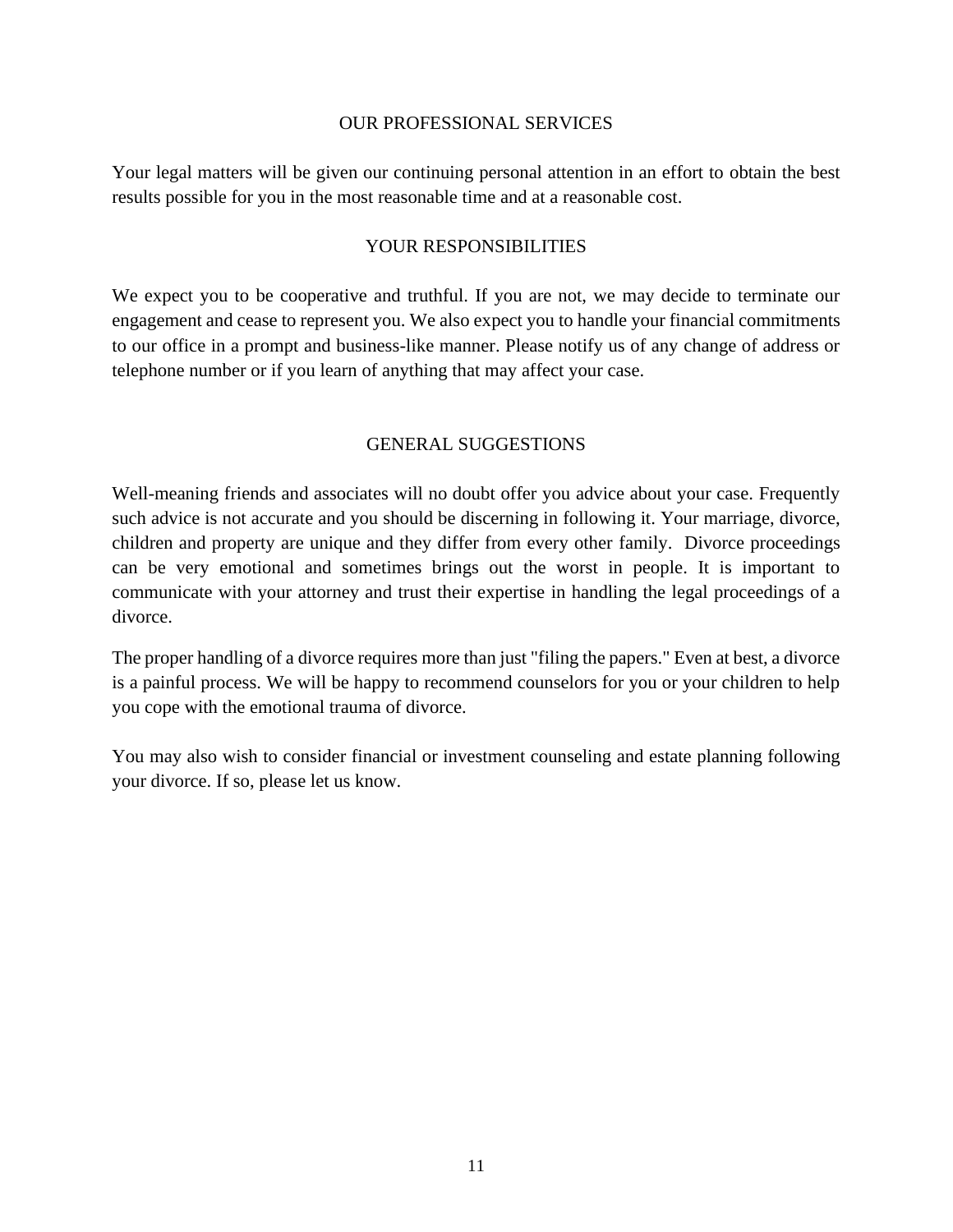## OUR PROFESSIONAL SERVICES

Your legal matters will be given our continuing personal attention in an effort to obtain the best results possible for you in the most reasonable time and at a reasonable cost.

## YOUR RESPONSIBILITIES

We expect you to be cooperative and truthful. If you are not, we may decide to terminate our engagement and cease to represent you. We also expect you to handle your financial commitments to our office in a prompt and business-like manner. Please notify us of any change of address or telephone number or if you learn of anything that may affect your case.

## GENERAL SUGGESTIONS

Well-meaning friends and associates will no doubt offer you advice about your case. Frequently such advice is not accurate and you should be discerning in following it. Your marriage, divorce, children and property are unique and they differ from every other family. Divorce proceedings can be very emotional and sometimes brings out the worst in people. It is important to communicate with your attorney and trust their expertise in handling the legal proceedings of a divorce.

The proper handling of a divorce requires more than just "filing the papers." Even at best, a divorce is a painful process. We will be happy to recommend counselors for you or your children to help you cope with the emotional trauma of divorce.

You may also wish to consider financial or investment counseling and estate planning following your divorce. If so, please let us know.